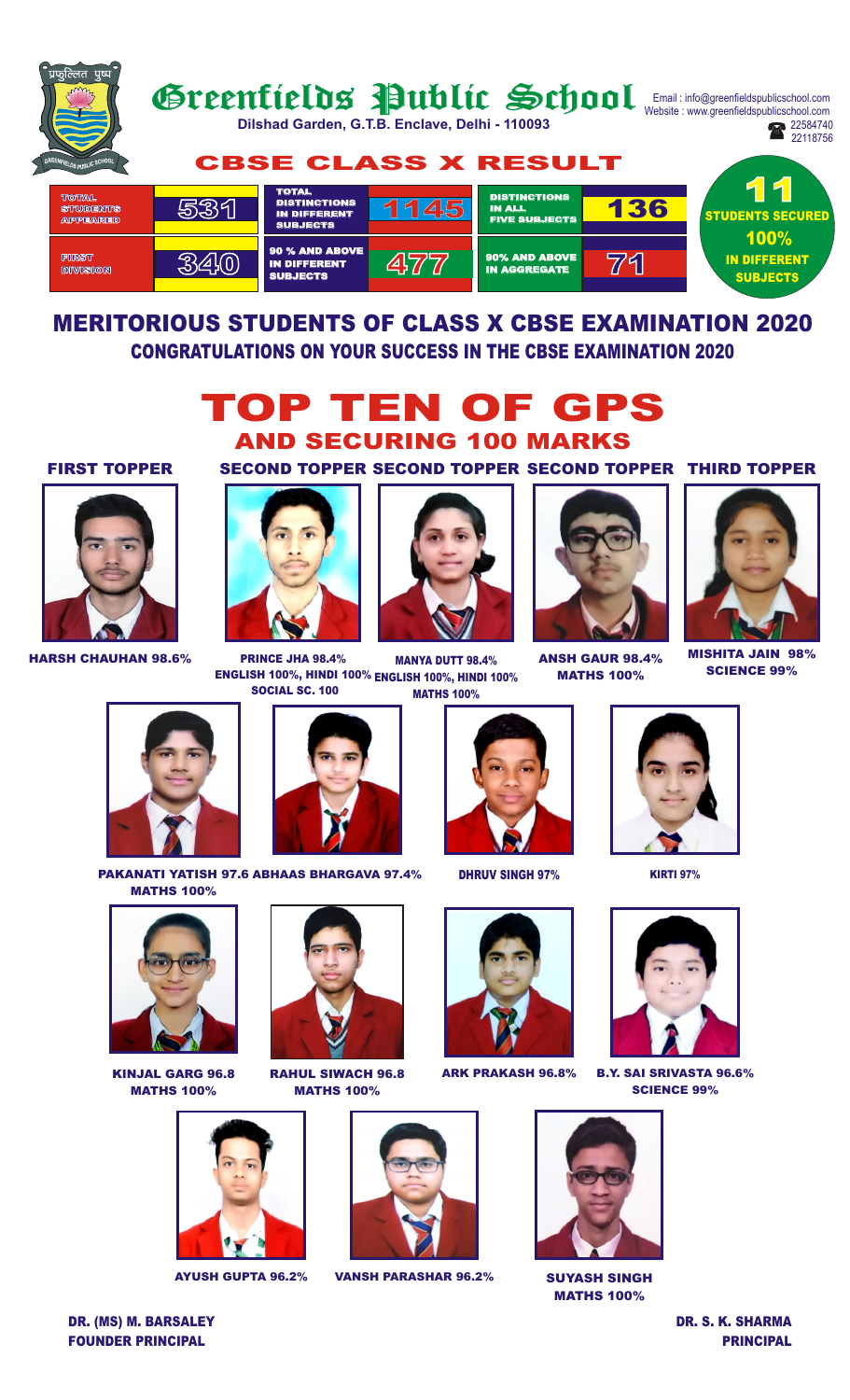प्रफुल्लित पुष्प

GREENFIELDS PUBLIC SCHOOL

# Greenfields Public School

**Dilshad Garden, G.T.B. Enclave, Delhi - 110093**

Email : info@greenfieldspublicschool.com
Website : www.greenfieldspublicschool.com
22584740
22118756

## CBSE CLASS X RESULT

| | | | | | |
|---|---|---|---|---|---|
| TOTAL STUDENTS APPEARED | 531 | TOTAL DISTINCTIONS IN DIFFERENT SUBJECTS | 1145 | DISTINCTIONS IN ALL FIVE SUBJECTS | 136 |
| FIRST DIVISION | 340 | 90 % AND ABOVE IN DIFFERENT SUBJECTS | 477 | 90% AND ABOVE IN AGGREGATE | 71 |

**11 STUDENTS SECURED 100% IN DIFFERENT SUBJECTS**

## MERITORIOUS STUDENTS OF CLASS X CBSE EXAMINATION 2020

### CONGRATULATIONS ON YOUR SUCCESS IN THE CBSE EXAMINATION 2020

# TOP TEN OF GPS

## AND SECURING 100 MARKS

**FIRST TOPPER**
HARSH CHAUHAN 98.6%

**SECOND TOPPER**
PRINCE JHA 98.4%
ENGLISH 100%, HINDI 100%
SOCIAL SC. 100

**SECOND TOPPER**
MANYA DUTT 98.4%
ENGLISH 100%, HINDI 100%
MATHS 100%

**SECOND TOPPER**
ANSH GAUR 98.4%
MATHS 100%

**THIRD TOPPER**
MISHITA JAIN 98%
SCIENCE 99%

PAKANATI YATISH 97.6
MATHS 100%

ABHAAS BHARGAVA 97.4%

DHRUV SINGH 97%

KIRTI 97%

KINJAL GARG 96.8
MATHS 100%

RAHUL SIWACH 96.8
MATHS 100%

ARK PRAKASH 96.8%

B.Y. SAI SRIVASTA 96.6%
SCIENCE 99%

AYUSH GUPTA 96.2%

VANSH PARASHAR 96.2%

SUYASH SINGH
MATHS 100%

**DR. (MS) M. BARSALEY**
**FOUNDER PRINCIPAL**

**DR. S. K. SHARMA**
**PRINCIPAL**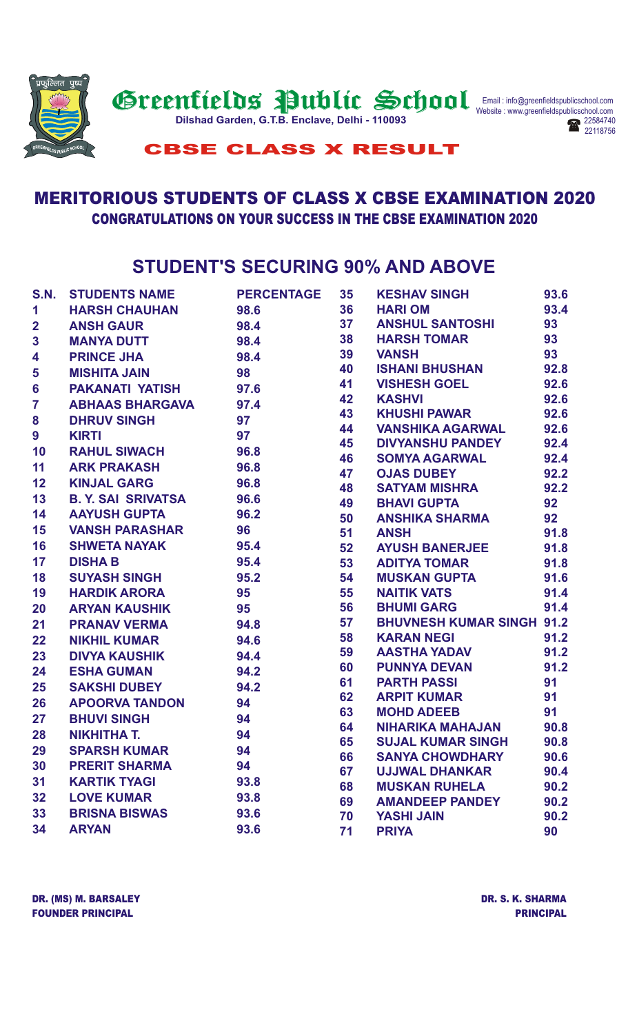# Greenfields Public School

Dilshad Garden, G.T.B. Enclave, Delhi - 110093

Email : info@greenfieldspublicschool.com
Website : www.greenfieldspublicschool.com
22584740
22118756

## CBSE CLASS X RESULT

## MERITORIOUS STUDENTS OF CLASS X CBSE EXAMINATION 2020

### CONGRATULATIONS ON YOUR SUCCESS IN THE CBSE EXAMINATION 2020

## STUDENT'S SECURING 90% AND ABOVE

| S.N. | STUDENTS NAME | PERCENTAGE |
|---|---|---|
| 1 | HARSH CHAUHAN | 98.6 |
| 2 | ANSH GAUR | 98.4 |
| 3 | MANYA DUTT | 98.4 |
| 4 | PRINCE JHA | 98.4 |
| 5 | MISHITA JAIN | 98 |
| 6 | PAKANATI YATISH | 97.6 |
| 7 | ABHAAS BHARGAVA | 97.4 |
| 8 | DHRUV SINGH | 97 |
| 9 | KIRTI | 97 |
| 10 | RAHUL SIWACH | 96.8 |
| 11 | ARK PRAKASH | 96.8 |
| 12 | KINJAL GARG | 96.8 |
| 13 | B. Y. SAI SRIVATSA | 96.6 |
| 14 | AAYUSH GUPTA | 96.2 |
| 15 | VANSH PARASHAR | 96 |
| 16 | SHWETA NAYAK | 95.4 |
| 17 | DISHA B | 95.4 |
| 18 | SUYASH SINGH | 95.2 |
| 19 | HARDIK ARORA | 95 |
| 20 | ARYAN KAUSHIK | 95 |
| 21 | PRANAV VERMA | 94.8 |
| 22 | NIKHIL KUMAR | 94.6 |
| 23 | DIVYA KAUSHIK | 94.4 |
| 24 | ESHA GUMAN | 94.2 |
| 25 | SAKSHI DUBEY | 94.2 |
| 26 | APOORVA TANDON | 94 |
| 27 | BHUVI SINGH | 94 |
| 28 | NIKHITHA T. | 94 |
| 29 | SPARSH KUMAR | 94 |
| 30 | PRERIT SHARMA | 94 |
| 31 | KARTIK TYAGI | 93.8 |
| 32 | LOVE KUMAR | 93.8 |
| 33 | BRISNA BISWAS | 93.6 |
| 34 | ARYAN | 93.6 |
| 35 | KESHAV SINGH | 93.6 |
| 36 | HARI OM | 93.4 |
| 37 | ANSHUL SANTOSHI | 93 |
| 38 | HARSH TOMAR | 93 |
| 39 | VANSH | 93 |
| 40 | ISHANI BHUSHAN | 92.8 |
| 41 | VISHESH GOEL | 92.6 |
| 42 | KASHVI | 92.6 |
| 43 | KHUSHI PAWAR | 92.6 |
| 44 | VANSHIKA AGARWAL | 92.6 |
| 45 | DIVYANSHU PANDEY | 92.4 |
| 46 | SOMYA AGARWAL | 92.4 |
| 47 | OJAS DUBEY | 92.2 |
| 48 | SATYAM MISHRA | 92.2 |
| 49 | BHAVI GUPTA | 92 |
| 50 | ANSHIKA SHARMA | 92 |
| 51 | ANSH | 91.8 |
| 52 | AYUSH BANERJEE | 91.8 |
| 53 | ADITYA TOMAR | 91.8 |
| 54 | MUSKAN GUPTA | 91.6 |
| 55 | NAITIK VATS | 91.4 |
| 56 | BHUMI GARG | 91.4 |
| 57 | BHUVNESH KUMAR SINGH | 91.2 |
| 58 | KARAN NEGI | 91.2 |
| 59 | AASTHA YADAV | 91.2 |
| 60 | PUNNYA DEVAN | 91.2 |
| 61 | PARTH PASSI | 91 |
| 62 | ARPIT KUMAR | 91 |
| 63 | MOHD ADEEB | 91 |
| 64 | NIHARIKA MAHAJAN | 90.8 |
| 65 | SUJAL KUMAR SINGH | 90.8 |
| 66 | SANYA CHOWDHARY | 90.6 |
| 67 | UJJWAL DHANKAR | 90.4 |
| 68 | MUSKAN RUHELA | 90.2 |
| 69 | AMANDEEP PANDEY | 90.2 |
| 70 | YASHI JAIN | 90.2 |
| 71 | PRIYA | 90 |

**DR. (MS) M. BARSALEY**
**FOUNDER PRINCIPAL**

**DR. S. K. SHARMA**
**PRINCIPAL**